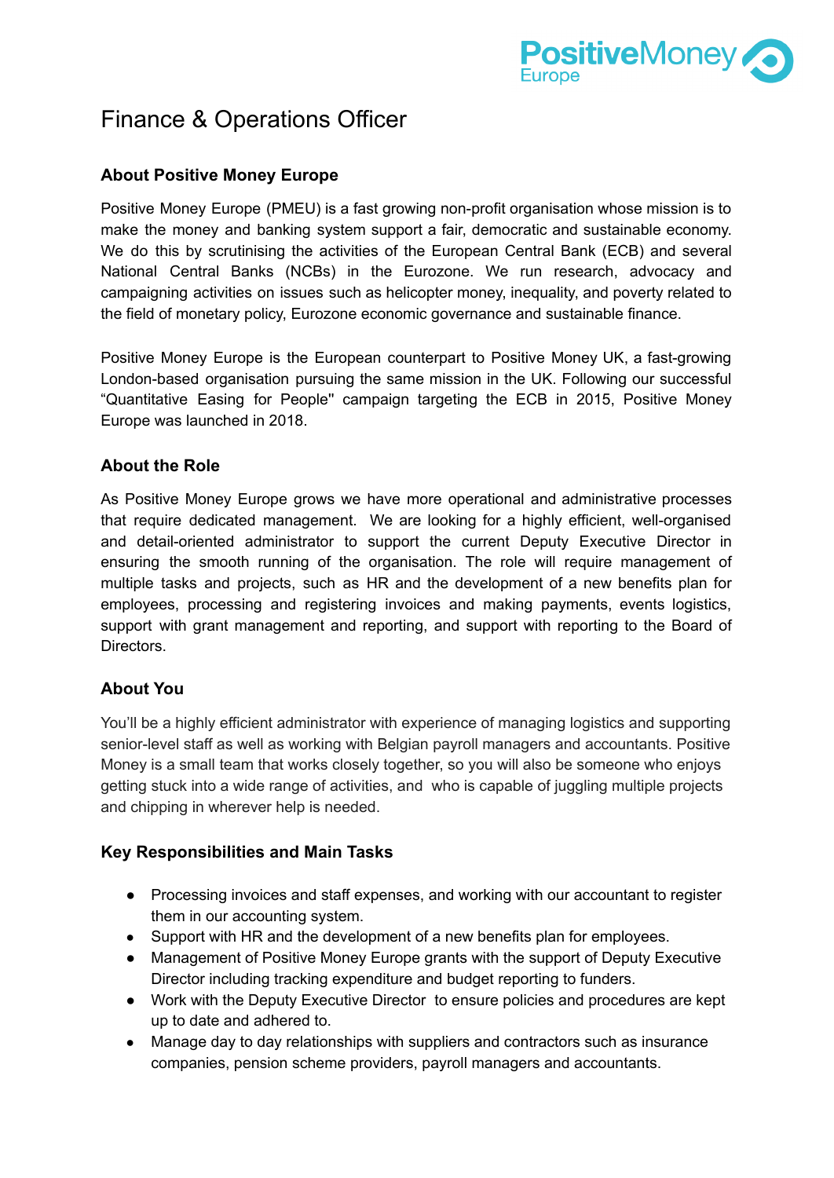# Finance & Operations Officer

## About Positive Money Europe

Positive Money Europe (PMEU) is a fast growing non-profit organisation whose mission is to make the money and banking system support a fair, democratic and sustainable economy. We do this by scrutinising the activities of the European Central Bank (ECB) and several National Central Banks (NCBs) in the Eurozone. We run research, advocacy and campaigning activities on issues such as helicopter money, inequality, and poverty related to the field of monetary policy, Eurozone economic governance and sustainable finance.

Positive Money Europe is the European counterpart to Positive Money UK, a fast-growing London-based organisation pursuing the same mission in the UK. Following our successful "Quantitative Easing for People" campaign targeting the ECB in 2015, Positive Money Europe was launched in 2018.

## About the Role

As Positive Money Europe grows we have more operational and administrative processes that require dedicated management. We are looking for a highly efficient, well-organised and detail-oriented administrator to support the current Deputy Executive Director in ensuring the smooth running of the organisation. The role will require management of multiple tasks and projects, such as HR and the development of a new benefits plan for employees, processing and registering invoices and making payments, events logistics, support with grant management and reporting, and support with reporting to the Board of Directors.

## About You

You'll be a highly efficient administrator with experience of managing logistics and supporting senior-level staff as well as working with Belgian payroll managers and accountants. Positive Money is a small team that works closely together, so you will also be someone who enjoys getting stuck into a wide range of activities, and who is capable of juggling multiple projects and chipping in wherever help is needed.

## Key Responsibilities and Main Tasks

- Processing invoices and staff expenses, and working with our accountant to register them in our accounting system.
- Support with HR and the development of a new benefits plan for employees.
- Management of Positive Money Europe grants with the support of Deputy Executive Director including tracking expenditure and budget reporting to funders.
- Work with the Deputy Executive Director to ensure policies and procedures are kept up to date and adhered to.
- Manage day to day relationships with suppliers and contractors such as insurance companies, pension scheme providers, payroll managers and accountants.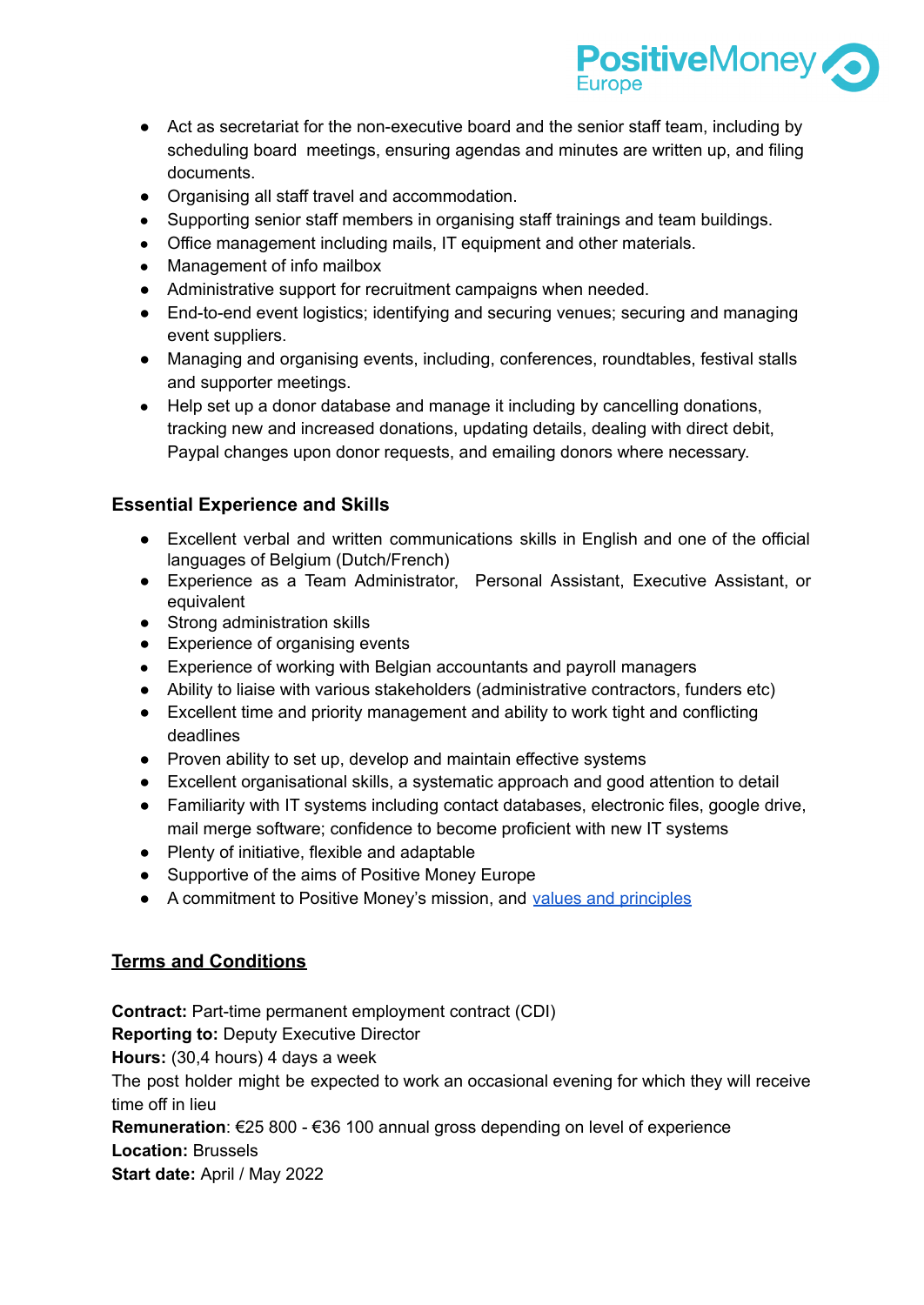- Act as secretariat for the non-executive board and the senior staff team, including by scheduling board meetings, ensuring agendas and minutes are written up, and filing documents.
- Organising all staff travel and accommodation.
- Supporting senior staff members in organising staff trainings and team buildings.
- Office management including mails, IT equipment and other materials.
- Management of info mailbox
- Administrative support for recruitment campaigns when needed.
- End-to-end event logistics; identifying and securing venues; securing and managing event suppliers.
- Managing and organising events, including, conferences, roundtables, festival stalls and supporter meetings.
- Help set up a donor database and manage it including by cancelling donations, tracking new and increased donations, updating details, dealing with direct debit, Paypal changes upon donor requests, and emailing donors where necessary.

### Essential Experience and Skills

- Excellent verbal and written communications skills in English and one of the official languages of Belgium (Dutch/French)
- Experience as a Team Administrator, Personal Assistant, Executive Assistant, or equivalent
- Strong administration skills
- Experience of organising events
- Experience of working with Belgian accountants and payroll managers
- Ability to liaise with various stakeholders (administrative contractors, funders etc)
- Excellent time and priority management and ability to work tight and conflicting deadlines
- Proven ability to set up, develop and maintain effective systems
- Excellent organisational skills, a systematic approach and good attention to detail
- Familiarity with IT systems including contact databases, electronic files, google drive, mail merge software; confidence to become proficient with new IT systems
- Plenty of initiative, flexible and adaptable
- Supportive of the aims of Positive Money Europe
- A commitment to Positive Money's mission, and values and principles

### Terms and Conditions

**Contract:** Part-time permanent employment contract (CDI)
**Reporting to:** Deputy Executive Director
**Hours:** (30,4 hours) 4 days a week
The post holder might be expected to work an occasional evening for which they will receive time off in lieu
**Remuneration**: €25 800 - €36 100 annual gross depending on level of experience
**Location:** Brussels
**Start date:** April / May 2022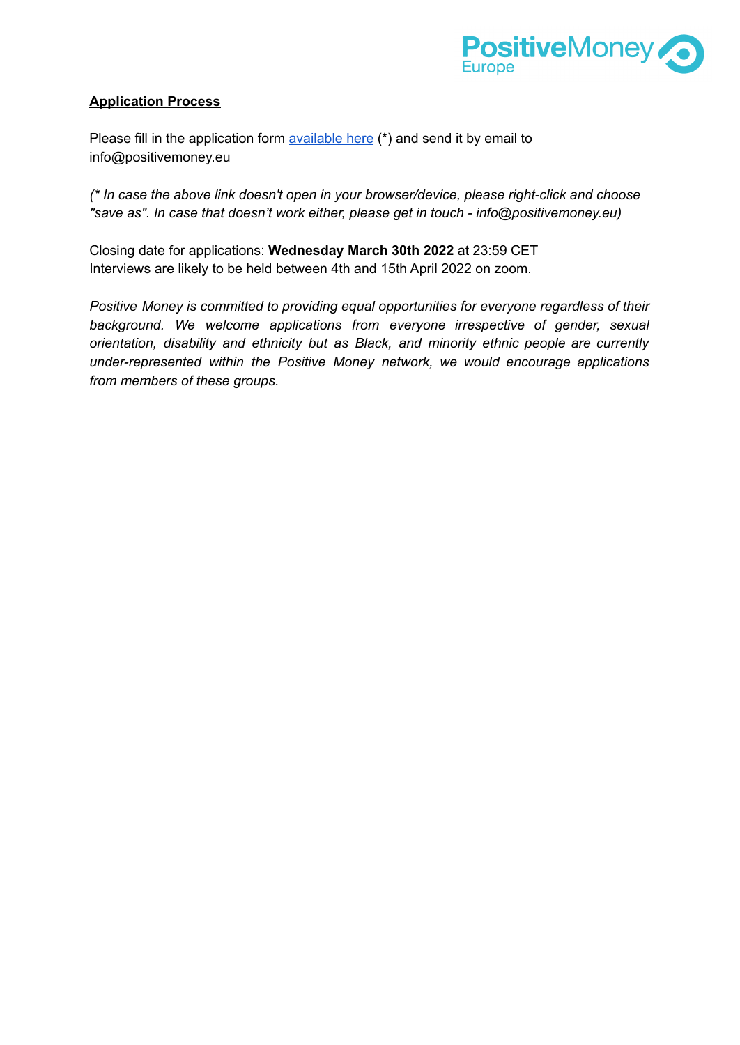**Application Process**

Please fill in the application form available here (*) and send it by email to info@positivemoney.eu

*(* In case the above link doesn't open in your browser/device, please right-click and choose "save as". In case that doesn't work either, please get in touch - info@positivemoney.eu)*

Closing date for applications: **Wednesday March 30th 2022** at 23:59 CET
Interviews are likely to be held between 4th and 15th April 2022 on zoom.

*Positive Money is committed to providing equal opportunities for everyone regardless of their background. We welcome applications from everyone irrespective of gender, sexual orientation, disability and ethnicity but as Black, and minority ethnic people are currently under-represented within the Positive Money network, we would encourage applications from members of these groups.*